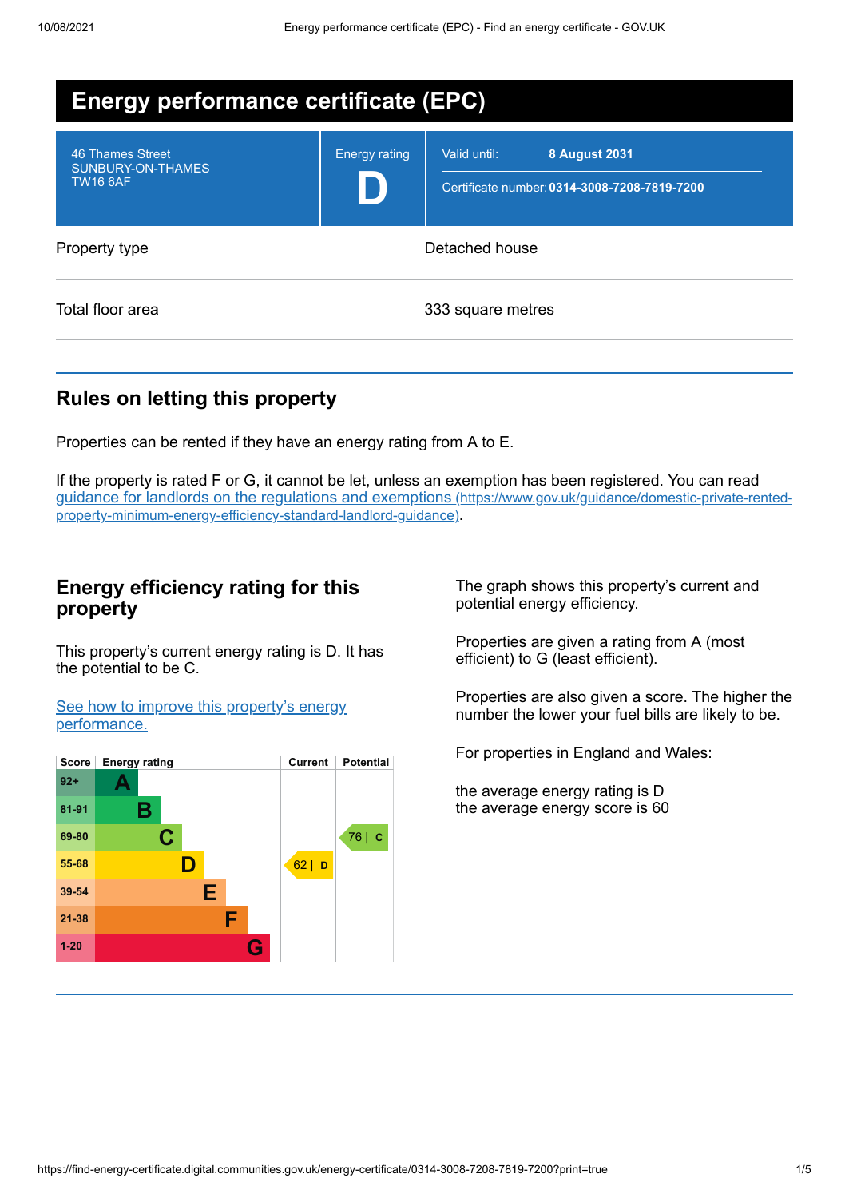# Energy performance certificate (EPC)

| 46 Thames Street<br>SUNBURY-ON-THAMES<br>TW16 6AF | Energy rating<br>**D** | Valid until: **8 August 2031**<br>Certificate number: **0314-3008-7208-7819-7200** |
|---|---|---|

| | |
|---|---|
| Property type | Detached house |
| Total floor area | 333 square metres |

## Rules on letting this property

Properties can be rented if they have an energy rating from A to E.

If the property is rated F or G, it cannot be let, unless an exemption has been registered. You can read [guidance for landlords on the regulations and exemptions (https://www.gov.uk/guidance/domestic-private-rented-property-minimum-energy-efficiency-standard-landlord-guidance)](https://www.gov.uk/guidance/domestic-private-rented-property-minimum-energy-efficiency-standard-landlord-guidance).

## Energy efficiency rating for this property

This property's current energy rating is D. It has the potential to be C.

[See how to improve this property's energy performance.]()

| Score | Energy rating | Current | Potential |
|---|---|---|---|
| 92+ | A | | |
| 81-91 | B | | |
| 69-80 | C | | 76 \| C |
| 55-68 | D | 62 \| D | |
| 39-54 | E | | |
| 21-38 | F | | |
| 1-20 | G | | |

The graph shows this property's current and potential energy efficiency.

Properties are given a rating from A (most efficient) to G (least efficient).

Properties are also given a score. The higher the number the lower your fuel bills are likely to be.

For properties in England and Wales:

the average energy rating is D
the average energy score is 60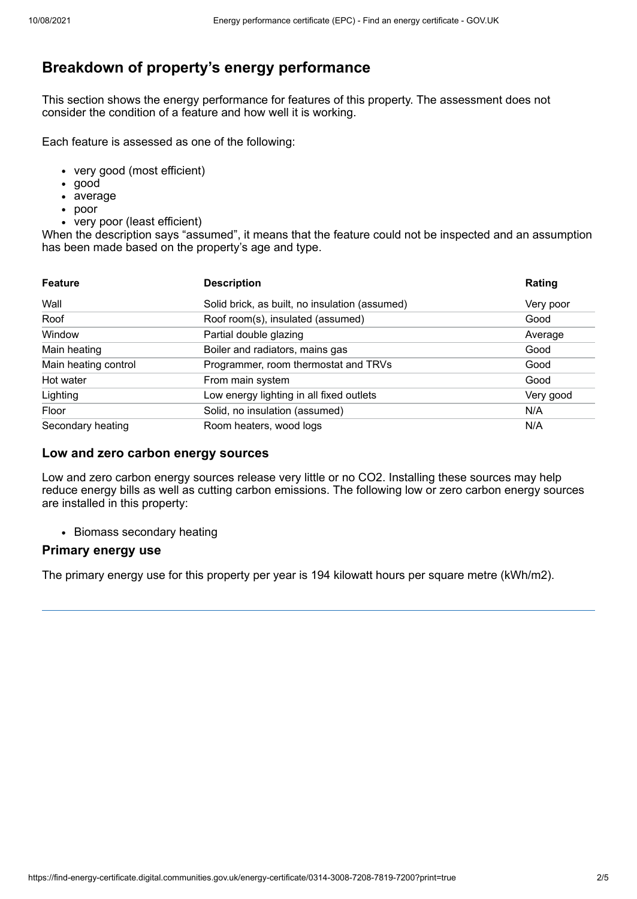## Breakdown of property's energy performance

This section shows the energy performance for features of this property. The assessment does not consider the condition of a feature and how well it is working.

Each feature is assessed as one of the following:

- very good (most efficient)
- good
- average
- poor
- very poor (least efficient)

When the description says "assumed", it means that the feature could not be inspected and an assumption has been made based on the property's age and type.

| Feature | Description | Rating |
|---|---|---|
| Wall | Solid brick, as built, no insulation (assumed) | Very poor |
| Roof | Roof room(s), insulated (assumed) | Good |
| Window | Partial double glazing | Average |
| Main heating | Boiler and radiators, mains gas | Good |
| Main heating control | Programmer, room thermostat and TRVs | Good |
| Hot water | From main system | Good |
| Lighting | Low energy lighting in all fixed outlets | Very good |
| Floor | Solid, no insulation (assumed) | N/A |
| Secondary heating | Room heaters, wood logs | N/A |

### Low and zero carbon energy sources

Low and zero carbon energy sources release very little or no $CO_2$. Installing these sources may help reduce energy bills as well as cutting carbon emissions. The following low or zero carbon energy sources are installed in this property:

- Biomass secondary heating

### Primary energy use

The primary energy use for this property per year is 194 kilowatt hours per square metre (kWh/m2).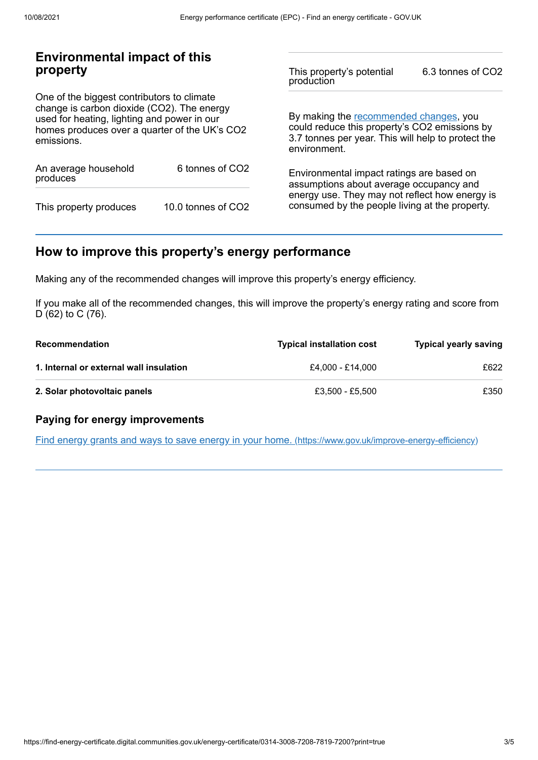## Environmental impact of this property

One of the biggest contributors to climate change is carbon dioxide ($CO_2$). The energy used for heating, lighting and power in our homes produces over a quarter of the UK's $CO_2$ emissions.

| | |
|---|---|
| An average household produces | 6 tonnes of $CO_2$ |
| This property produces | 10.0 tonnes of $CO_2$ |
| This property's potential production | 6.3 tonnes of $CO_2$ |

By making the [recommended changes](#), you could reduce this property's $CO_2$ emissions by 3.7 tonnes per year. This will help to protect the environment.

Environmental impact ratings are based on assumptions about average occupancy and energy use. They may not reflect how energy is consumed by the people living at the property.

## How to improve this property's energy performance

Making any of the recommended changes will improve this property's energy efficiency.

If you make all of the recommended changes, this will improve the property's energy rating and score from D (62) to C (76).

| Recommendation | Typical installation cost | Typical yearly saving |
|---|---|---|
| **1. Internal or external wall insulation** | £4,000 - £14,000 | £622 |
| **2. Solar photovoltaic panels** | £3,500 - £5,500 | £350 |

### Paying for energy improvements

[Find energy grants and ways to save energy in your home. (https://www.gov.uk/improve-energy-efficiency)](https://www.gov.uk/improve-energy-efficiency)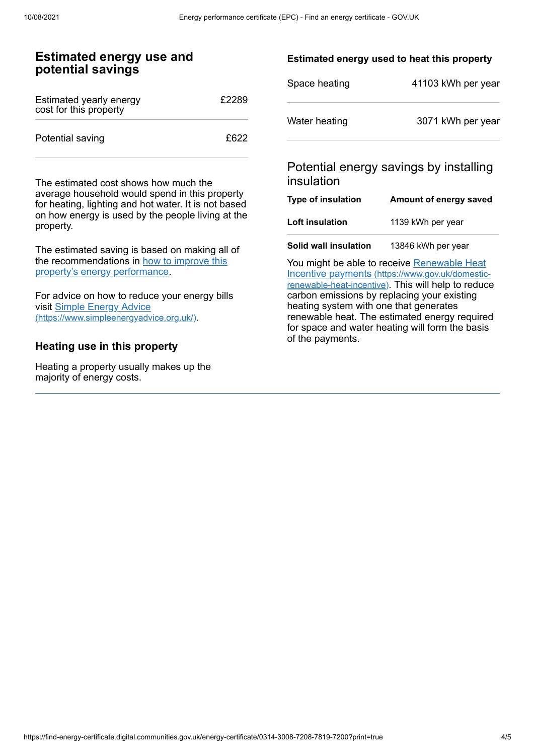## Estimated energy use and potential savings

| | |
|---|---|
| Estimated yearly energy cost for this property | £2289 |
| Potential saving | £622 |

The estimated cost shows how much the average household would spend in this property for heating, lighting and hot water. It is not based on how energy is used by the people living at the property.

The estimated saving is based on making all of the recommendations in [how to improve this property's energy performance].

For advice on how to reduce your energy bills visit [Simple Energy Advice (https://www.simpleenergyadvice.org.uk/)].

### Heating use in this property

Heating a property usually makes up the majority of energy costs.

#### Estimated energy used to heat this property

| | |
|---|---|
| Space heating | 41103 kWh per year |
| Water heating | 3071 kWh per year |

### Potential energy savings by installing insulation

| Type of insulation | Amount of energy saved |
|---|---|
| **Loft insulation** | 1139 kWh per year |
| **Solid wall insulation** | 13846 kWh per year |

You might be able to receive [Renewable Heat Incentive payments (https://www.gov.uk/domestic-renewable-heat-incentive)]. This will help to reduce carbon emissions by replacing your existing heating system with one that generates renewable heat. The estimated energy required for space and water heating will form the basis of the payments.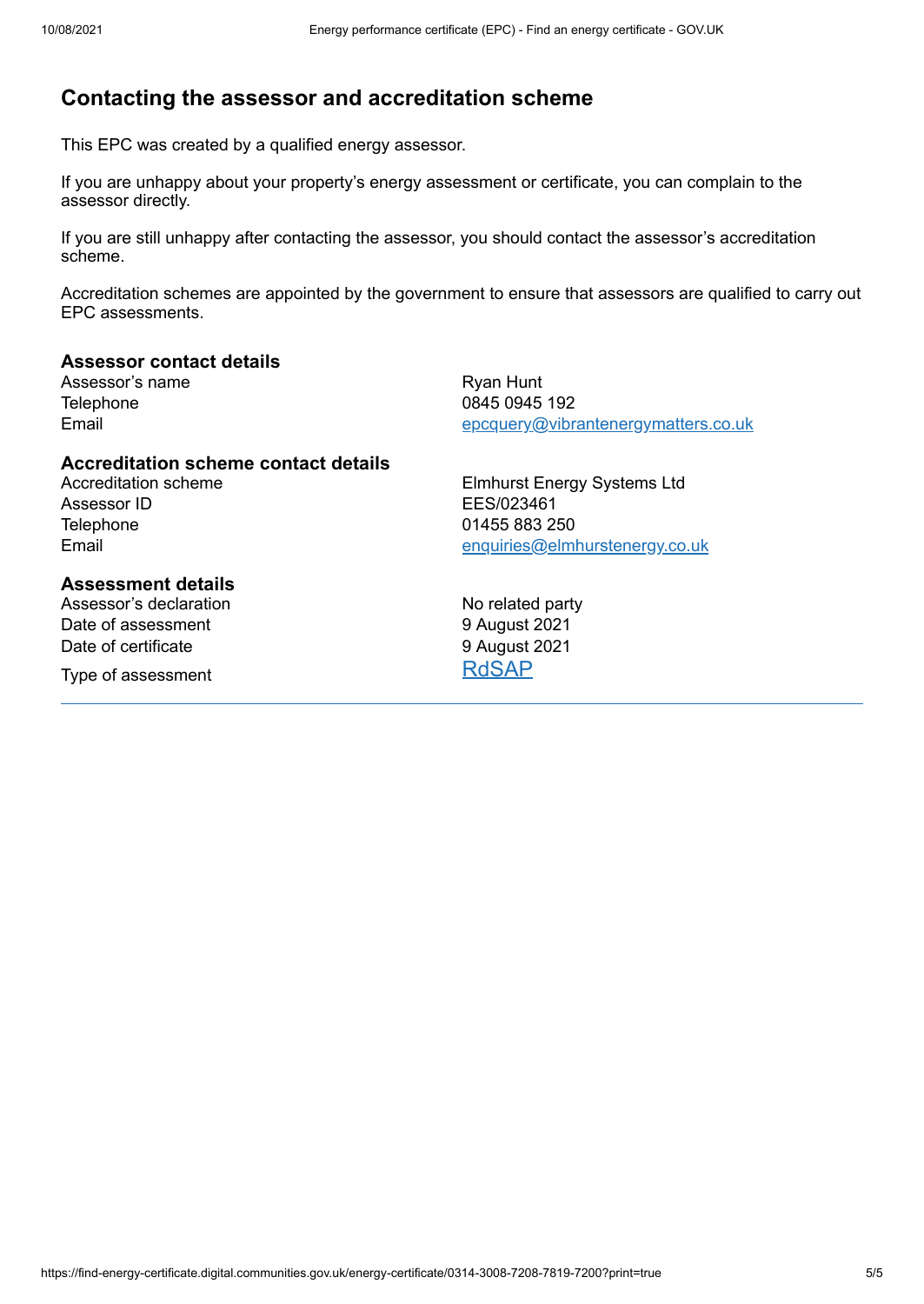## Contacting the assessor and accreditation scheme

This EPC was created by a qualified energy assessor.

If you are unhappy about your property's energy assessment or certificate, you can complain to the assessor directly.

If you are still unhappy after contacting the assessor, you should contact the assessor's accreditation scheme.

Accreditation schemes are appointed by the government to ensure that assessors are qualified to carry out EPC assessments.

### Assessor contact details

| | |
|---|---|
| Assessor's name | Ryan Hunt |
| Telephone | 0845 0945 192 |
| Email | epcquery@vibrantenergymatters.co.uk |

### Accreditation scheme contact details

| | |
|---|---|
| Accreditation scheme | Elmhurst Energy Systems Ltd |
| Assessor ID | EES/023461 |
| Telephone | 01455 883 250 |
| Email | enquiries@elmhurstenergy.co.uk |

### Assessment details

| | |
|---|---|
| Assessor's declaration | No related party |
| Date of assessment | 9 August 2021 |
| Date of certificate | 9 August 2021 |
| Type of assessment | RdSAP |